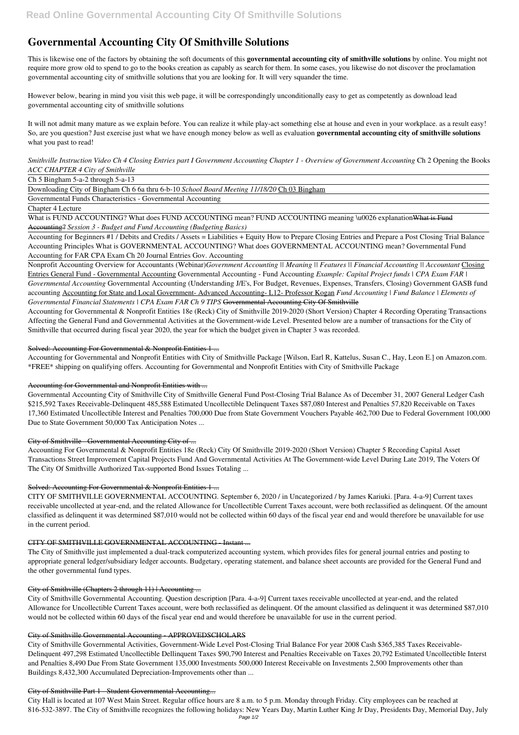# Governmental Accounting City Of Smithville Solutions

This is likewise one of the factors by obtaining the soft documents of this **governmental accounting city of smithville solutions** by online. You might not require more grow old to spend to go to the books creation as capably as search for them. In some cases, you likewise do not discover the proclamation governmental accounting city of smithville solutions that you are looking for. It will very squander the time.

However below, bearing in mind you visit this web page, it will be correspondingly unconditionally easy to get as competently as download lead governmental accounting city of smithville solutions

It will not admit many mature as we explain before. You can realize it while play-act something else at house and even in your workplace. as a result easy! So, are you question? Just exercise just what we have enough money below as well as evaluation **governmental accounting city of smithville solutions** what you past to read!

*Smithville Instruction Video Ch 4 Closing Entries part I Government Accounting Chapter 1 - Overview of Government Accounting* Ch 2 Opening the Books *ACC CHAPTER 4 City of Smithville*

Ch 5 Bingham 5-a-2 through 5-a-13

Downloading City of Bingham Ch 6 6a thru 6-b-10 *School Board Meeting 11/18/20* Ch 03 Bingham

Governmental Funds Characteristics - Governmental Accounting

Chapter 4 Lecture

What is FUND ACCOUNTING? What does FUND ACCOUNTING mean? FUND ACCOUNTING meaning \u0026 explanation ~~What is Fund Accounting?~~ *Session 3 - Budget and Fund Accounting (Budgeting Basics)*

Accounting for Beginners #1 / Debits and Credits / Assets = Liabilities + Equity How to Prepare Closing Entries and Prepare a Post Closing Trial Balance Accounting Principles What is GOVERNMENTAL ACCOUNTING? What does GOVERNMENTAL ACCOUNTING mean? Governmental Fund Accounting for FAR CPA Exam Ch 20 Journal Entries Gov. Accounting

Nonprofit Accounting Overview for Accountants (Webinar)*Government Accounting || Meaning || Features || Financial Accounting || Accountant* Closing Entries General Fund - Governmental Accounting Governmental Accounting - Fund Accounting *Example: Capital Project funds | CPA Exam FAR | Governmental Accounting* Governmental Accounting (Understanding J/E's, For Budget, Revenues, Expenses, Transfers, Closing) Government GASB fund accounting Accounting for State and Local Government- Advanced Accounting- L12- Professor Kogan *Fund Accounting | Fund Balance | Elements of Governmental Financial Statements | CPA Exam FAR Ch 9 TIPS* ~~Governmental Accounting City Of Smithville~~

Accounting for Governmental & Nonprofit Entities 18e (Reck) City of Smithville 2019-2020 (Short Version) Chapter 4 Recording Operating Transactions Affecting the General Fund and Governmental Activities at the Government-wide Level. Presented below are a number of transactions for the City of Smithville that occurred during fiscal year 2020, the year for which the budget given in Chapter 3 was recorded.

## Solved: Accounting For Governmental & Nonprofit Entities 1 ...

Accounting for Governmental and Nonprofit Entities with City of Smithville Package [Wilson, Earl R, Kattelus, Susan C., Hay, Leon E.] on Amazon.com. *FREE* shipping on qualifying offers. Accounting for Governmental and Nonprofit Entities with City of Smithville Package

## Accounting for Governmental and Nonprofit Entities with ...

Governmental Accounting City of Smithville City of Smithville General Fund Post-Closing Trial Balance As of December 31, 2007 General Ledger Cash $215,592 Taxes Receivable-Delinquent 485,588 Estimated Uncollectible Delinquent Taxes $87,080 Interest and Penalties 57,820 Receivable on Taxes 17,360 Estimated Uncollectible Interest and Penalties 700,000 Due from State Government Vouchers Payable 462,700 Due to Federal Government 100,000 Due to State Government 50,000 Tax Anticipation Notes ...

## City of Smithville - Governmental Accounting City of ...

Accounting For Governmental & Nonprofit Entities 18e (Reck) City Of Smithville 2019-2020 (Short Version) Chapter 5 Recording Capital Asset Transactions Street Improvement Capital Projects Fund And Governmental Activities At The Government-wide Level During Late 2019, The Voters Of The City Of Smithville Authorized Tax-supported Bond Issues Totaling ...

## Solved: Accounting For Governmental & Nonprofit Entities 1 ...

CITY OF SMITHVILLE GOVERNMENTAL ACCOUNTING. September 6, 2020 / in Uncategorized / by James Kariuki. [Para. 4-a-9] Current taxes receivable uncollected at year-end, and the related Allowance for Uncollectible Current Taxes account, were both reclassified as delinquent. Of the amount classified as delinquent it was determined $87,010 would not be collected within 60 days of the fiscal year end and would therefore be unavailable for use in the current period.

## CITY OF SMITHVILLE GOVERNMENTAL ACCOUNTING - Instant ...

The City of Smithville just implemented a dual-track computerized accounting system, which provides files for general journal entries and posting to appropriate general ledger/subsidiary ledger accounts. Budgetary, operating statement, and balance sheet accounts are provided for the General Fund and the other governmental fund types.

## City of Smithville (Chapters 2 through 11) | Accounting ...

City of Smithville Governmental Accounting. Question description [Para. 4-a-9] Current taxes receivable uncollected at year-end, and the related Allowance for Uncollectible Current Taxes account, were both reclassified as delinquent. Of the amount classified as delinquent it was determined $87,010 would not be collected within 60 days of the fiscal year end and would therefore be unavailable for use in the current period.

## City of Smithville Governmental Accounting - APPROVEDSCHOLARS

City of Smithville Governmental Activities, Government-Wide Level Post-Closing Trial Balance For year 2008 Cash $365,385 Taxes Receivable-Delinquent 497,298 Estimated Uncollectible Dellinquent Taxes $90,790 Interest and Penalties Receivable on Taxes 20,792 Estimated Uncollectible Interst and Penalties 8,490 Due From State Government 135,000 Investments 500,000 Interest Receivable on Investments 2,500 Improvements other than Buildings 8,432,300 Accumulated Depreciation-Improvements other than ...

## City of Smithville Part 1 - Student Governmental Accounting...

City Hall is located at 107 West Main Street. Regular office hours are 8 a.m. to 5 p.m. Monday through Friday. City employees can be reached at 816-532-3897. The City of Smithville recognizes the following holidays: New Years Day, Martin Luther King Jr Day, Presidents Day, Memorial Day, July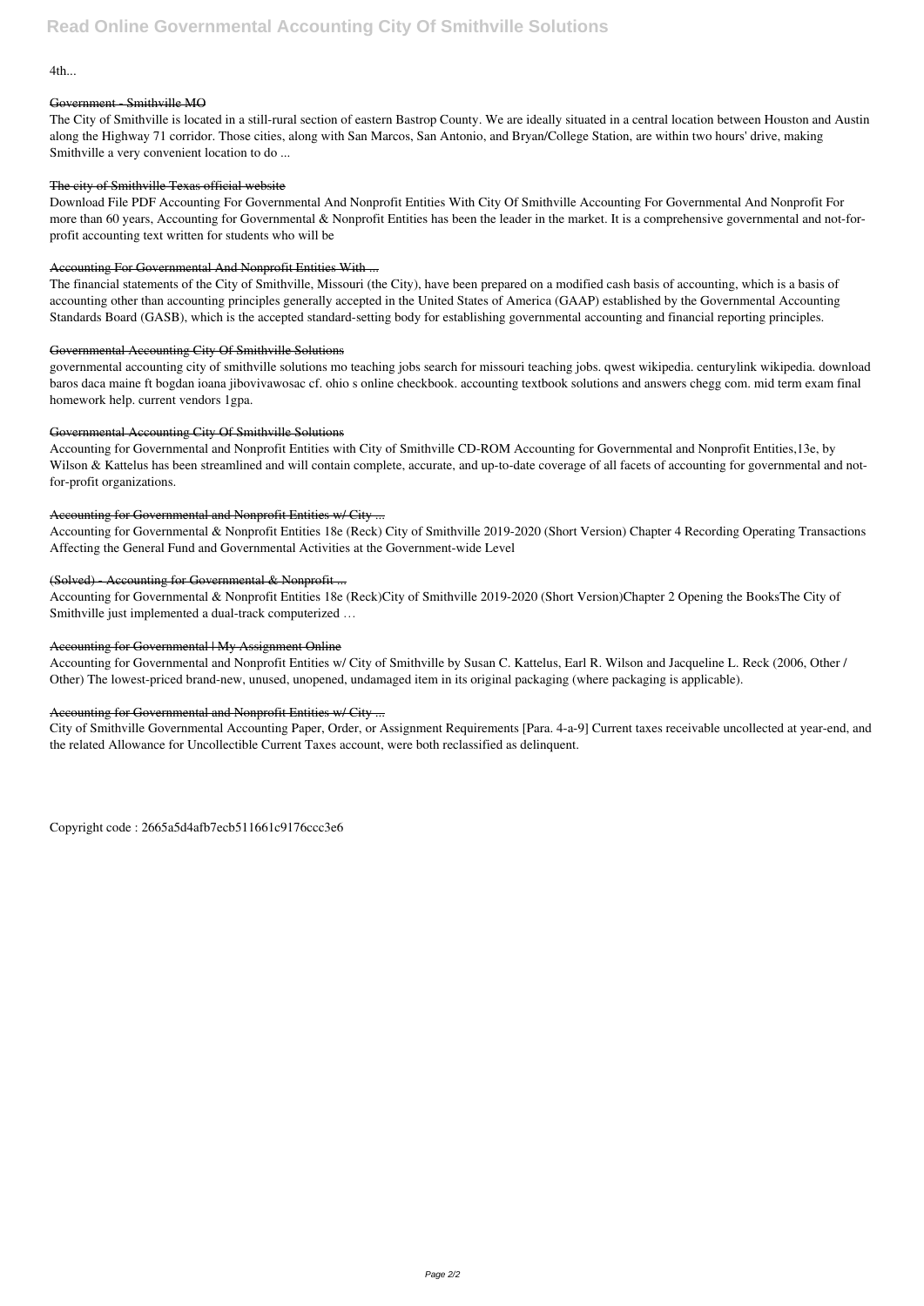4th...

### Government - Smithville MO

The City of Smithville is located in a still-rural section of eastern Bastrop County. We are ideally situated in a central location between Houston and Austin along the Highway 71 corridor. Those cities, along with San Marcos, San Antonio, and Bryan/College Station, are within two hours' drive, making Smithville a very convenient location to do ...

### The city of Smithville Texas official website

Download File PDF Accounting For Governmental And Nonprofit Entities With City Of Smithville Accounting For Governmental And Nonprofit For more than 60 years, Accounting for Governmental & Nonprofit Entities has been the leader in the market. It is a comprehensive governmental and not-for-profit accounting text written for students who will be

### Accounting For Governmental And Nonprofit Entities With ...

The financial statements of the City of Smithville, Missouri (the City), have been prepared on a modified cash basis of accounting, which is a basis of accounting other than accounting principles generally accepted in the United States of America (GAAP) established by the Governmental Accounting Standards Board (GASB), which is the accepted standard-setting body for establishing governmental accounting and financial reporting principles.

### Governmental Accounting City Of Smithville Solutions

governmental accounting city of smithville solutions mo teaching jobs search for missouri teaching jobs. qwest wikipedia. centurylink wikipedia. download baros daca maine ft bogdan ioana jibovivawosac cf. ohio s online checkbook. accounting textbook solutions and answers chegg com. mid term exam final homework help. current vendors 1gpa.

### Governmental Accounting City Of Smithville Solutions

Accounting for Governmental and Nonprofit Entities with City of Smithville CD-ROM Accounting for Governmental and Nonprofit Entities,13e, by Wilson & Kattelus has been streamlined and will contain complete, accurate, and up-to-date coverage of all facets of accounting for governmental and not-for-profit organizations.

### Accounting for Governmental and Nonprofit Entities w/ City ...

Accounting for Governmental & Nonprofit Entities 18e (Reck) City of Smithville 2019-2020 (Short Version) Chapter 4 Recording Operating Transactions Affecting the General Fund and Governmental Activities at the Government-wide Level

### (Solved) - Accounting for Governmental & Nonprofit ...

Accounting for Governmental & Nonprofit Entities 18e (Reck)City of Smithville 2019-2020 (Short Version)Chapter 2 Opening the BooksThe City of Smithville just implemented a dual-track computerized …

### Accounting for Governmental | My Assignment Online

Accounting for Governmental and Nonprofit Entities w/ City of Smithville by Susan C. Kattelus, Earl R. Wilson and Jacqueline L. Reck (2006, Other / Other) The lowest-priced brand-new, unused, unopened, undamaged item in its original packaging (where packaging is applicable).

### Accounting for Governmental and Nonprofit Entities w/ City ...

City of Smithville Governmental Accounting Paper, Order, or Assignment Requirements [Para. 4-a-9] Current taxes receivable uncollected at year-end, and the related Allowance for Uncollectible Current Taxes account, were both reclassified as delinquent.

Copyright code : 2665a5d4afb7ecb511661c9176ccc3e6